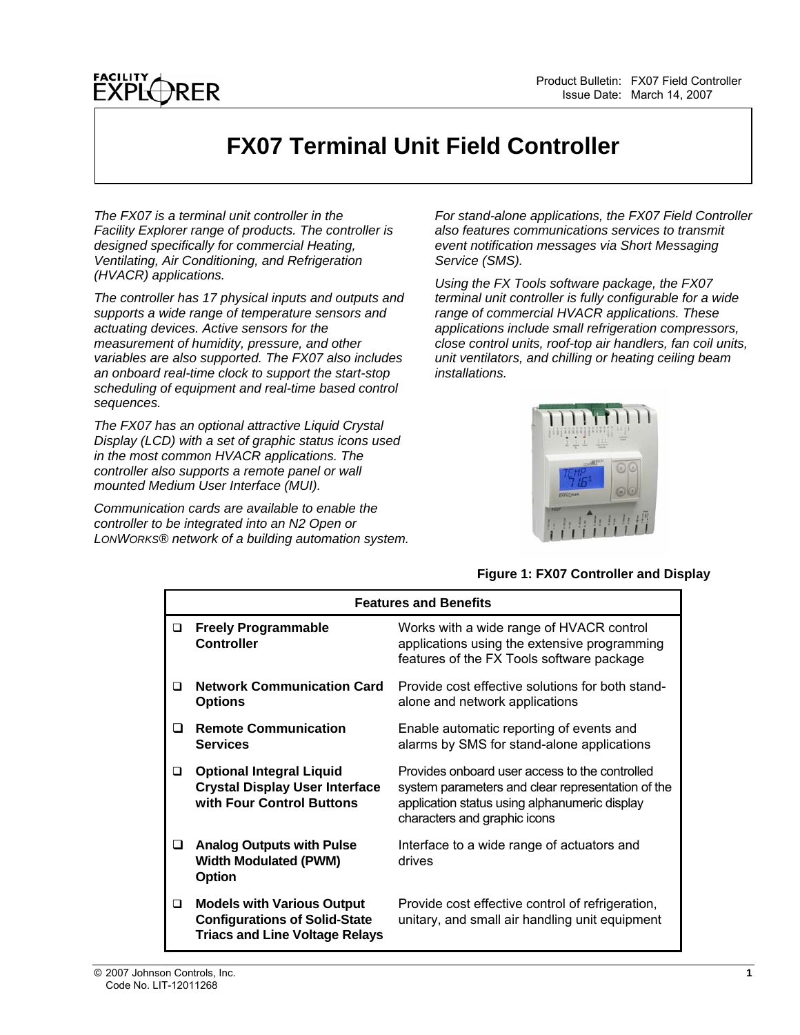Product Bulletin: FX07 Field Controller
Issue Date: March 14, 2007

# FX07 Terminal Unit Field Controller

*The FX07 is a terminal unit controller in the Facility Explorer range of products. The controller is designed specifically for commercial Heating, Ventilating, Air Conditioning, and Refrigeration (HVACR) applications.*

*The controller has 17 physical inputs and outputs and supports a wide range of temperature sensors and actuating devices. Active sensors for the measurement of humidity, pressure, and other variables are also supported. The FX07 also includes an onboard real-time clock to support the start-stop scheduling of equipment and real-time based control sequences.*

*The FX07 has an optional attractive Liquid Crystal Display (LCD) with a set of graphic status icons used in the most common HVACR applications. The controller also supports a remote panel or wall mounted Medium User Interface (MUI).*

*Communication cards are available to enable the controller to be integrated into an N2 Open or LONWORKS® network of a building automation system.*

*For stand-alone applications, the FX07 Field Controller also features communications services to transmit event notification messages via Short Messaging Service (SMS).*

*Using the FX Tools software package, the FX07 terminal unit controller is fully configurable for a wide range of commercial HVACR applications. These applications include small refrigeration compressors, close control units, roof-top air handlers, fan coil units, unit ventilators, and chilling or heating ceiling beam installations.*

**Figure 1: FX07 Controller and Display**

| Features and Benefits | |
|---|---|
| **Freely Programmable Controller** | Works with a wide range of HVACR control applications using the extensive programming features of the FX Tools software package |
| **Network Communication Card Options** | Provide cost effective solutions for both stand-alone and network applications |
| **Remote Communication Services** | Enable automatic reporting of events and alarms by SMS for stand-alone applications |
| **Optional Integral Liquid Crystal Display User Interface with Four Control Buttons** | Provides onboard user access to the controlled system parameters and clear representation of the application status using alphanumeric display characters and graphic icons |
| **Analog Outputs with Pulse Width Modulated (PWM) Option** | Interface to a wide range of actuators and drives |
| **Models with Various Output Configurations of Solid-State Triacs and Line Voltage Relays** | Provide cost effective control of refrigeration, unitary, and small air handling unit equipment |

© 2007 Johnson Controls, Inc.
Code No. LIT-12011268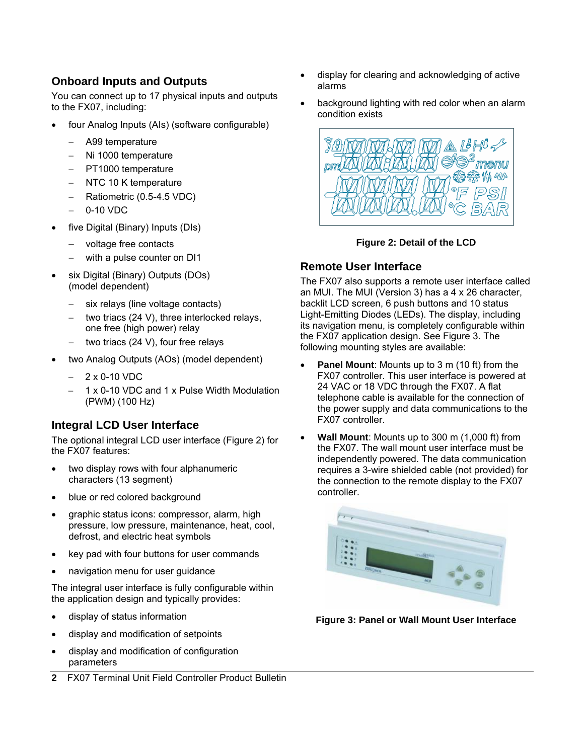## Onboard Inputs and Outputs

You can connect up to 17 physical inputs and outputs to the FX07, including:

- four Analog Inputs (AIs) (software configurable)
  - A99 temperature
  - Ni 1000 temperature
  - PT1000 temperature
  - NTC 10 K temperature
  - Ratiometric (0.5-4.5 VDC)
  - 0-10 VDC
- five Digital (Binary) Inputs (DIs)
  - voltage free contacts
  - with a pulse counter on DI1
- six Digital (Binary) Outputs (DOs) (model dependent)
  - six relays (line voltage contacts)
  - two triacs (24 V), three interlocked relays, one free (high power) relay
  - two triacs (24 V), four free relays
- two Analog Outputs (AOs) (model dependent)
  - 2 x 0-10 VDC
  - 1 x 0-10 VDC and 1 x Pulse Width Modulation (PWM) (100 Hz)

## Integral LCD User Interface

The optional integral LCD user interface (Figure 2) for the FX07 features:

- two display rows with four alphanumeric characters (13 segment)
- blue or red colored background
- graphic status icons: compressor, alarm, high pressure, low pressure, maintenance, heat, cool, defrost, and electric heat symbols
- key pad with four buttons for user commands
- navigation menu for user guidance

The integral user interface is fully configurable within the application design and typically provides:

- display of status information
- display and modification of setpoints
- display and modification of configuration parameters
- display for clearing and acknowledging of active alarms
- background lighting with red color when an alarm condition exists

**Figure 2: Detail of the LCD**

## Remote User Interface

The FX07 also supports a remote user interface called an MUI. The MUI (Version 3) has a 4 x 26 character, backlit LCD screen, 6 push buttons and 10 status Light-Emitting Diodes (LEDs). The display, including its navigation menu, is completely configurable within the FX07 application design. See Figure 3. The following mounting styles are available:

- **Panel Mount**: Mounts up to 3 m (10 ft) from the FX07 controller. This user interface is powered at 24 VAC or 18 VDC through the FX07. A flat telephone cable is available for the connection of the power supply and data communications to the FX07 controller.
- **Wall Mount**: Mounts up to 300 m (1,000 ft) from the FX07. The wall mount user interface must be independently powered. The data communication requires a 3-wire shielded cable (not provided) for the connection to the remote display to the FX07 controller.

**Figure 3: Panel or Wall Mount User Interface**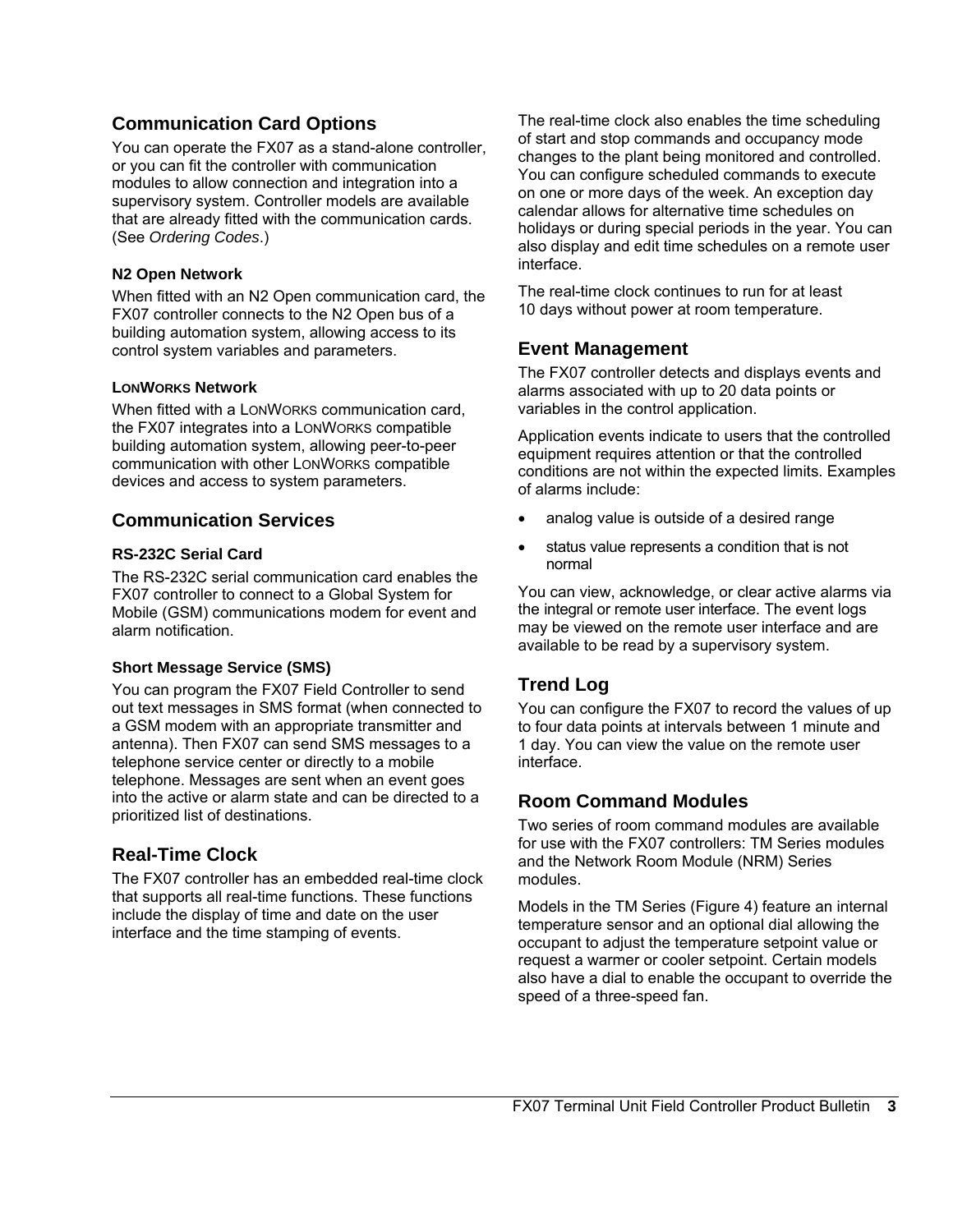## Communication Card Options

You can operate the FX07 as a stand-alone controller, or you can fit the controller with communication modules to allow connection and integration into a supervisory system. Controller models are available that are already fitted with the communication cards. (See *Ordering Codes*.)

### N2 Open Network

When fitted with an N2 Open communication card, the FX07 controller connects to the N2 Open bus of a building automation system, allowing access to its control system variables and parameters.

### LONWORKS Network

When fitted with a LONWORKS communication card, the FX07 integrates into a LONWORKS compatible building automation system, allowing peer-to-peer communication with other LONWORKS compatible devices and access to system parameters.

## Communication Services

### RS-232C Serial Card

The RS-232C serial communication card enables the FX07 controller to connect to a Global System for Mobile (GSM) communications modem for event and alarm notification.

### Short Message Service (SMS)

You can program the FX07 Field Controller to send out text messages in SMS format (when connected to a GSM modem with an appropriate transmitter and antenna). Then FX07 can send SMS messages to a telephone service center or directly to a mobile telephone. Messages are sent when an event goes into the active or alarm state and can be directed to a prioritized list of destinations.

## Real-Time Clock

The FX07 controller has an embedded real-time clock that supports all real-time functions. These functions include the display of time and date on the user interface and the time stamping of events.

The real-time clock also enables the time scheduling of start and stop commands and occupancy mode changes to the plant being monitored and controlled. You can configure scheduled commands to execute on one or more days of the week. An exception day calendar allows for alternative time schedules on holidays or during special periods in the year. You can also display and edit time schedules on a remote user interface.

The real-time clock continues to run for at least 10 days without power at room temperature.

## Event Management

The FX07 controller detects and displays events and alarms associated with up to 20 data points or variables in the control application.

Application events indicate to users that the controlled equipment requires attention or that the controlled conditions are not within the expected limits. Examples of alarms include:

- analog value is outside of a desired range
- status value represents a condition that is not normal

You can view, acknowledge, or clear active alarms via the integral or remote user interface. The event logs may be viewed on the remote user interface and are available to be read by a supervisory system.

## Trend Log

You can configure the FX07 to record the values of up to four data points at intervals between 1 minute and 1 day. You can view the value on the remote user interface.

## Room Command Modules

Two series of room command modules are available for use with the FX07 controllers: TM Series modules and the Network Room Module (NRM) Series modules.

Models in the TM Series (Figure 4) feature an internal temperature sensor and an optional dial allowing the occupant to adjust the temperature setpoint value or request a warmer or cooler setpoint. Certain models also have a dial to enable the occupant to override the speed of a three-speed fan.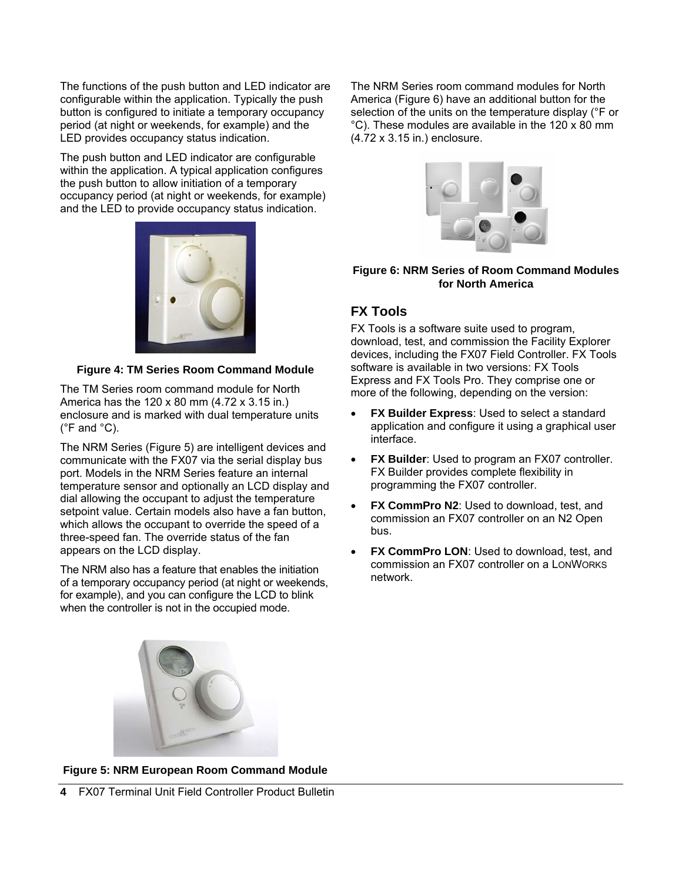The functions of the push button and LED indicator are configurable within the application. Typically the push button is configured to initiate a temporary occupancy period (at night or weekends, for example) and the LED provides occupancy status indication.

The push button and LED indicator are configurable within the application. A typical application configures the push button to allow initiation of a temporary occupancy period (at night or weekends, for example) and the LED to provide occupancy status indication.

**Figure 4: TM Series Room Command Module**

The TM Series room command module for North America has the 120 x 80 mm (4.72 x 3.15 in.) enclosure and is marked with dual temperature units (°F and °C).

The NRM Series (Figure 5) are intelligent devices and communicate with the FX07 via the serial display bus port. Models in the NRM Series feature an internal temperature sensor and optionally an LCD display and dial allowing the occupant to adjust the temperature setpoint value. Certain models also have a fan button, which allows the occupant to override the speed of a three-speed fan. The override status of the fan appears on the LCD display.

The NRM also has a feature that enables the initiation of a temporary occupancy period (at night or weekends, for example), and you can configure the LCD to blink when the controller is not in the occupied mode.

**Figure 5: NRM European Room Command Module**

The NRM Series room command modules for North America (Figure 6) have an additional button for the selection of the units on the temperature display (°F or °C). These modules are available in the 120 x 80 mm (4.72 x 3.15 in.) enclosure.

**Figure 6: NRM Series of Room Command Modules for North America**

## FX Tools

FX Tools is a software suite used to program, download, test, and commission the Facility Explorer devices, including the FX07 Field Controller. FX Tools software is available in two versions: FX Tools Express and FX Tools Pro. They comprise one or more of the following, depending on the version:

- **FX Builder Express**: Used to select a standard application and configure it using a graphical user interface.
- **FX Builder**: Used to program an FX07 controller. FX Builder provides complete flexibility in programming the FX07 controller.
- **FX CommPro N2**: Used to download, test, and commission an FX07 controller on an N2 Open bus.
- **FX CommPro LON**: Used to download, test, and commission an FX07 controller on a LONWORKS network.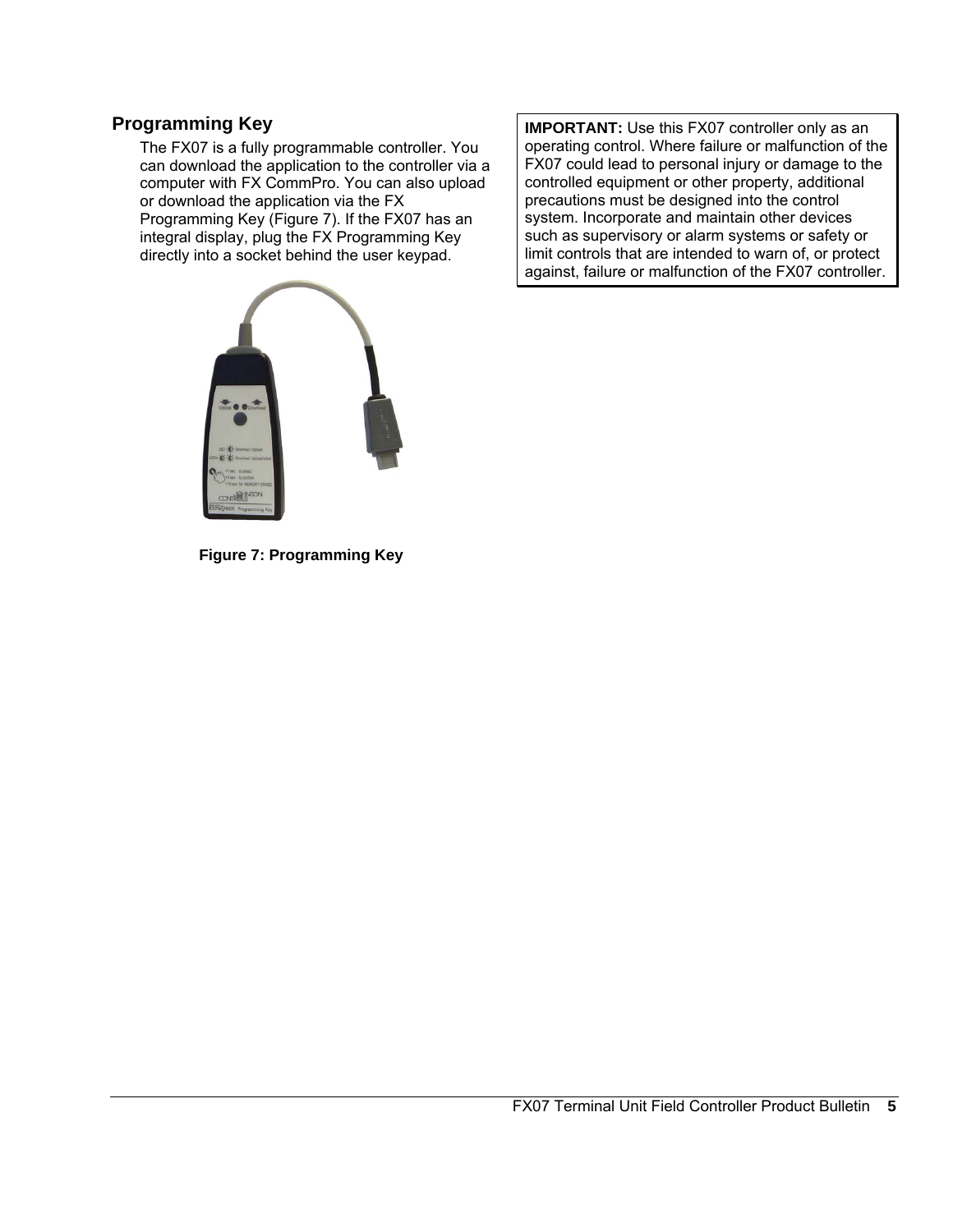## Programming Key

The FX07 is a fully programmable controller. You can download the application to the controller via a computer with FX CommPro. You can also upload or download the application via the FX Programming Key (Figure 7). If the FX07 has an integral display, plug the FX Programming Key directly into a socket behind the user keypad.

**Figure 7: Programming Key**

**IMPORTANT:** Use this FX07 controller only as an operating control. Where failure or malfunction of the FX07 could lead to personal injury or damage to the controlled equipment or other property, additional precautions must be designed into the control system. Incorporate and maintain other devices such as supervisory or alarm systems or safety or limit controls that are intended to warn of, or protect against, failure or malfunction of the FX07 controller.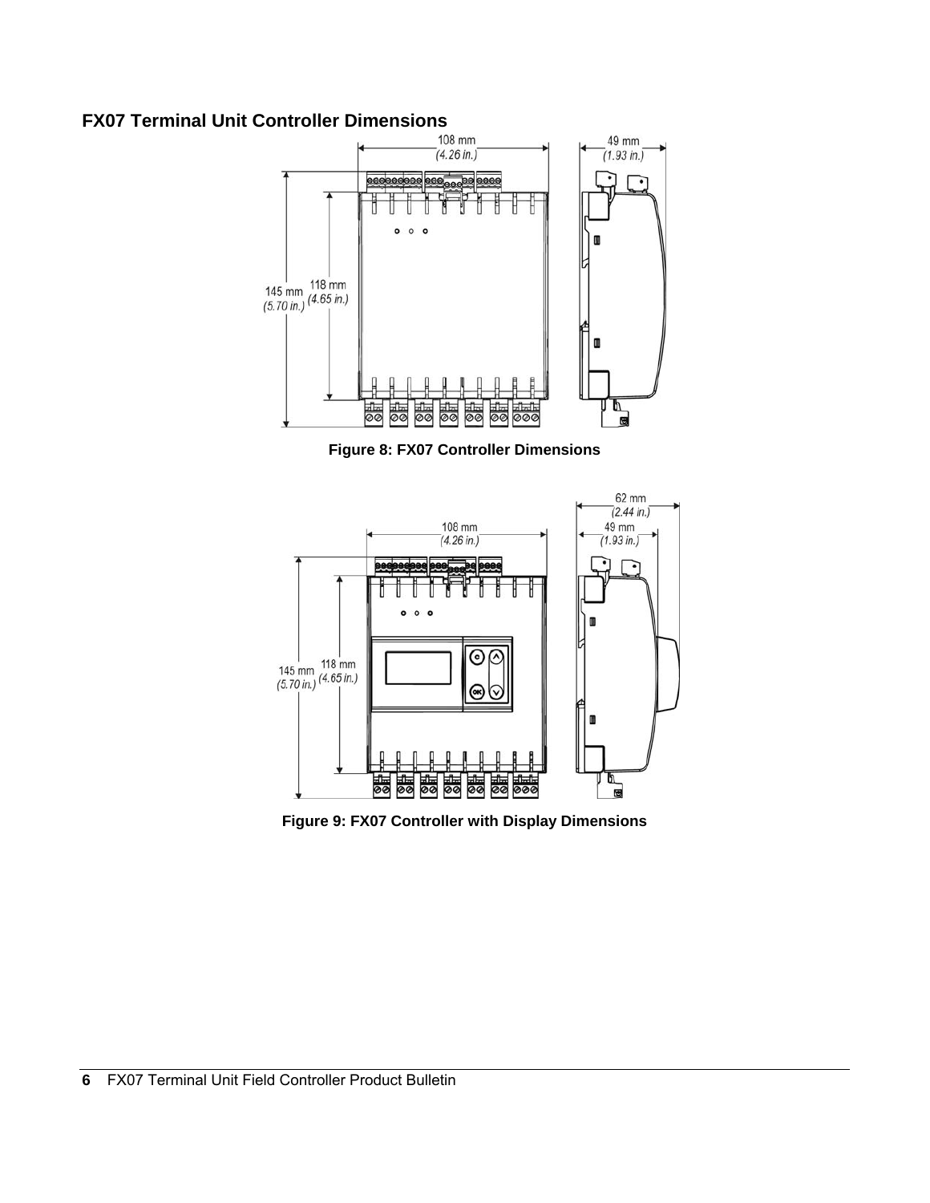## FX07 Terminal Unit Controller Dimensions

**Figure 8: FX07 Controller Dimensions**

**Figure 9: FX07 Controller with Display Dimensions**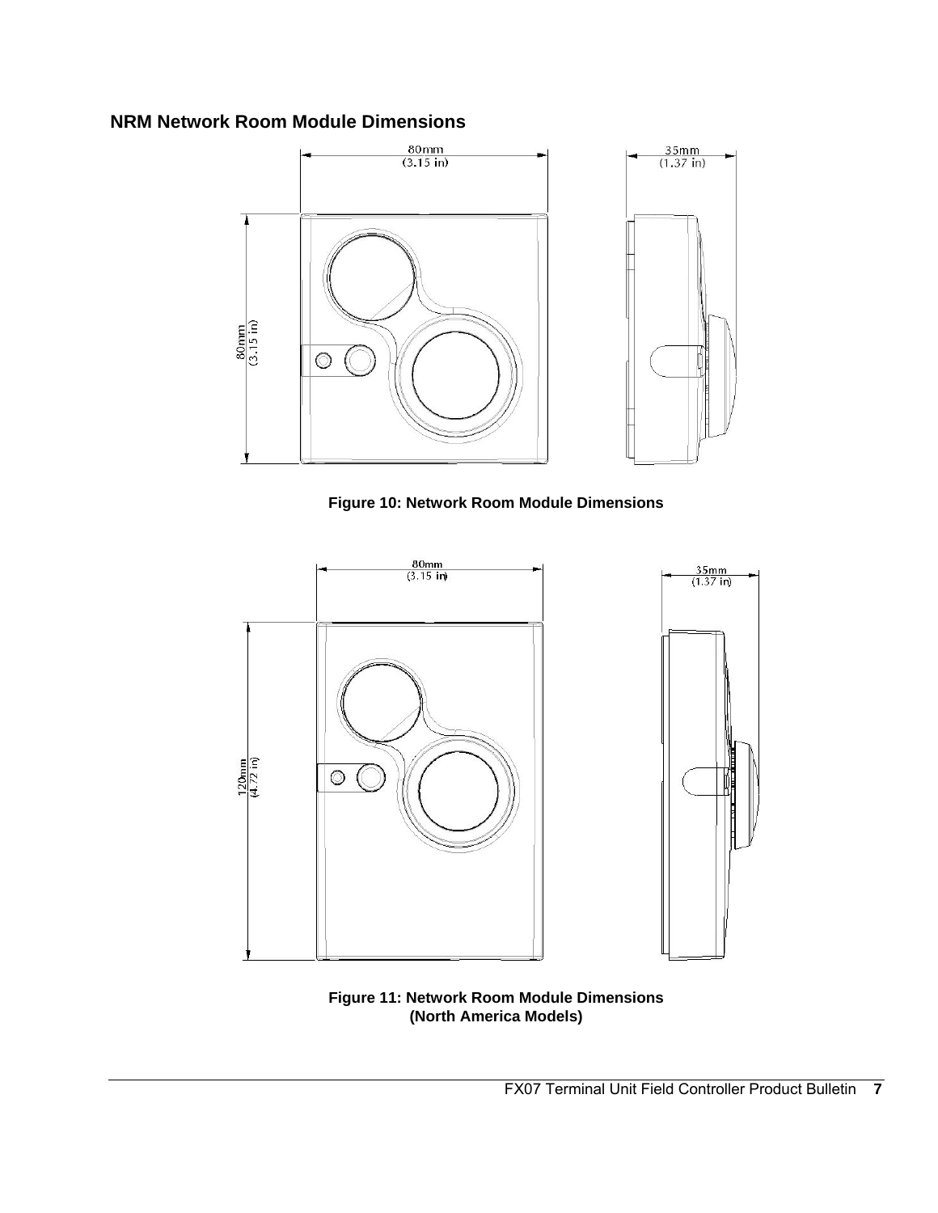## NRM Network Room Module Dimensions

**Figure 10: Network Room Module Dimensions**

**Figure 11: Network Room Module Dimensions (North America Models)**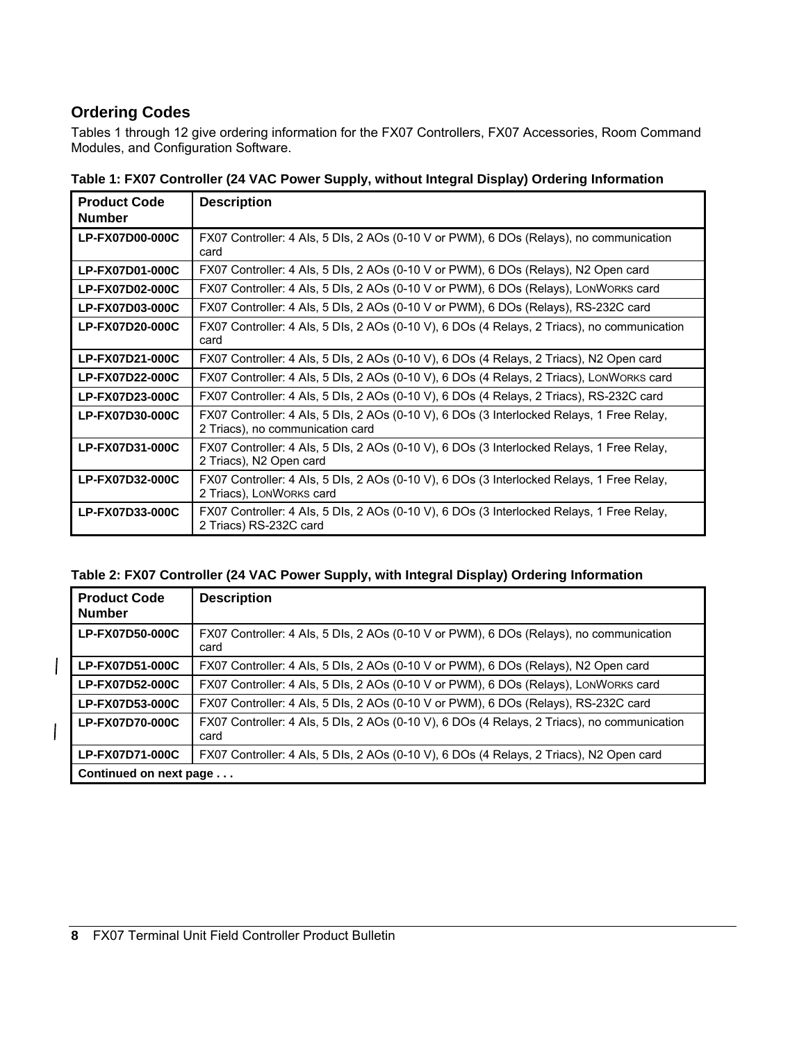## Ordering Codes

Tables 1 through 12 give ordering information for the FX07 Controllers, FX07 Accessories, Room Command Modules, and Configuration Software.

**Table 1: FX07 Controller (24 VAC Power Supply, without Integral Display) Ordering Information**

| Product Code Number | Description |
| --- | --- |
| **LP-FX07D00-000C** | FX07 Controller: 4 AIs, 5 DIs, 2 AOs (0-10 V or PWM), 6 DOs (Relays), no communication card |
| **LP-FX07D01-000C** | FX07 Controller: 4 AIs, 5 DIs, 2 AOs (0-10 V or PWM), 6 DOs (Relays), N2 Open card |
| **LP-FX07D02-000C** | FX07 Controller: 4 AIs, 5 DIs, 2 AOs (0-10 V or PWM), 6 DOs (Relays), LONWORKS card |
| **LP-FX07D03-000C** | FX07 Controller: 4 AIs, 5 DIs, 2 AOs (0-10 V or PWM), 6 DOs (Relays), RS-232C card |
| **LP-FX07D20-000C** | FX07 Controller: 4 AIs, 5 DIs, 2 AOs (0-10 V), 6 DOs (4 Relays, 2 Triacs), no communication card |
| **LP-FX07D21-000C** | FX07 Controller: 4 AIs, 5 DIs, 2 AOs (0-10 V), 6 DOs (4 Relays, 2 Triacs), N2 Open card |
| **LP-FX07D22-000C** | FX07 Controller: 4 AIs, 5 DIs, 2 AOs (0-10 V), 6 DOs (4 Relays, 2 Triacs), LONWORKS card |
| **LP-FX07D23-000C** | FX07 Controller: 4 AIs, 5 DIs, 2 AOs (0-10 V), 6 DOs (4 Relays, 2 Triacs), RS-232C card |
| **LP-FX07D30-000C** | FX07 Controller: 4 AIs, 5 DIs, 2 AOs (0-10 V), 6 DOs (3 Interlocked Relays, 1 Free Relay, 2 Triacs), no communication card |
| **LP-FX07D31-000C** | FX07 Controller: 4 AIs, 5 DIs, 2 AOs (0-10 V), 6 DOs (3 Interlocked Relays, 1 Free Relay, 2 Triacs), N2 Open card |
| **LP-FX07D32-000C** | FX07 Controller: 4 AIs, 5 DIs, 2 AOs (0-10 V), 6 DOs (3 Interlocked Relays, 1 Free Relay, 2 Triacs), LONWORKS card |
| **LP-FX07D33-000C** | FX07 Controller: 4 AIs, 5 DIs, 2 AOs (0-10 V), 6 DOs (3 Interlocked Relays, 1 Free Relay, 2 Triacs) RS-232C card |

**Table 2: FX07 Controller (24 VAC Power Supply, with Integral Display) Ordering Information**

| Product Code Number | Description |
| --- | --- |
| **LP-FX07D50-000C** | FX07 Controller: 4 AIs, 5 DIs, 2 AOs (0-10 V or PWM), 6 DOs (Relays), no communication card |
| **LP-FX07D51-000C** | FX07 Controller: 4 AIs, 5 DIs, 2 AOs (0-10 V or PWM), 6 DOs (Relays), N2 Open card |
| **LP-FX07D52-000C** | FX07 Controller: 4 AIs, 5 DIs, 2 AOs (0-10 V or PWM), 6 DOs (Relays), LONWORKS card |
| **LP-FX07D53-000C** | FX07 Controller: 4 AIs, 5 DIs, 2 AOs (0-10 V or PWM), 6 DOs (Relays), RS-232C card |
| **LP-FX07D70-000C** | FX07 Controller: 4 AIs, 5 DIs, 2 AOs (0-10 V), 6 DOs (4 Relays, 2 Triacs), no communication card |
| **LP-FX07D71-000C** | FX07 Controller: 4 AIs, 5 DIs, 2 AOs (0-10 V), 6 DOs (4 Relays, 2 Triacs), N2 Open card |
| **Continued on next page . . .** | |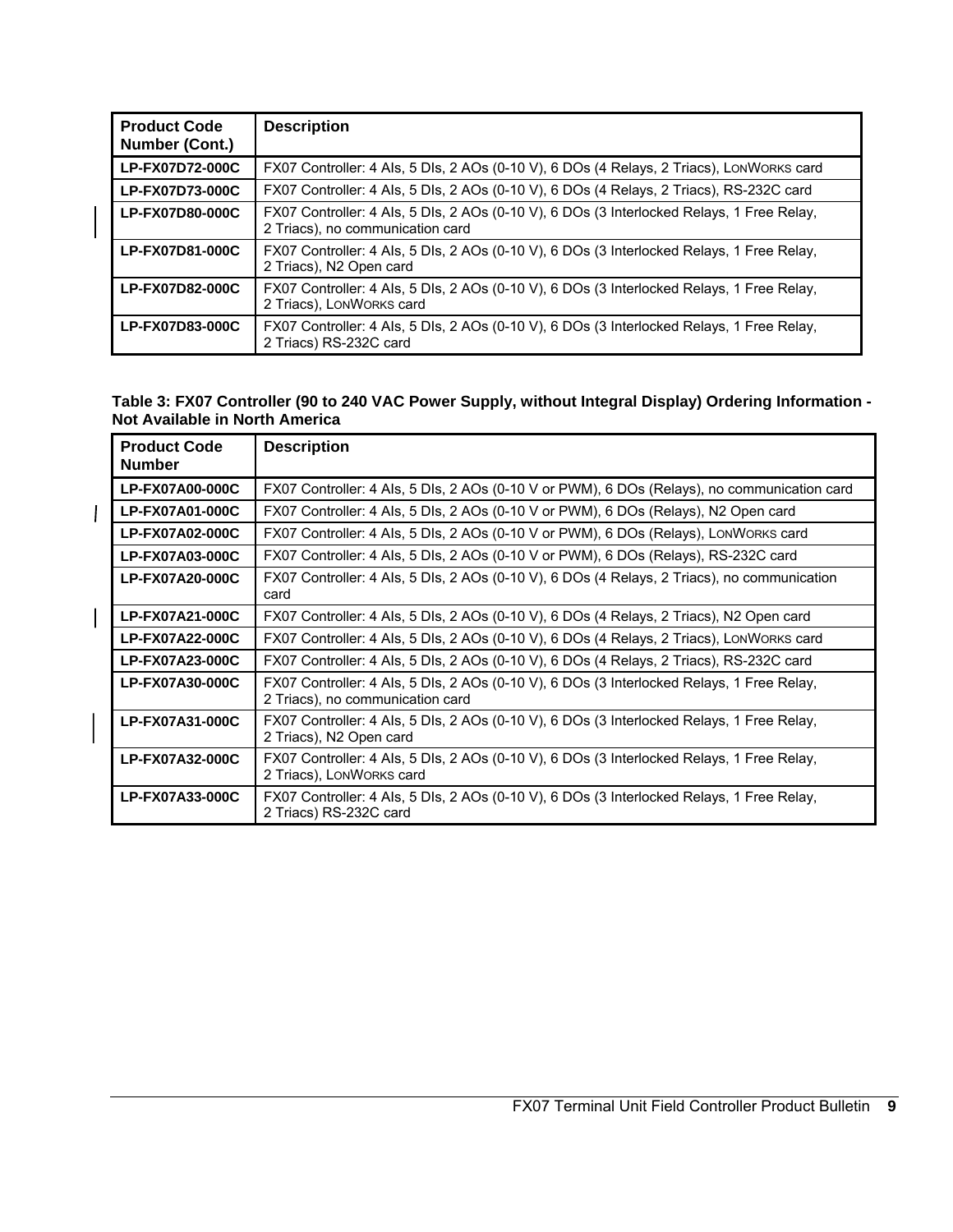| Product Code Number (Cont.) | Description |
|---|---|
| LP-FX07D72-000C | FX07 Controller: 4 AIs, 5 DIs, 2 AOs (0-10 V), 6 DOs (4 Relays, 2 Triacs), LONWORKS card |
| LP-FX07D73-000C | FX07 Controller: 4 AIs, 5 DIs, 2 AOs (0-10 V), 6 DOs (4 Relays, 2 Triacs), RS-232C card |
| LP-FX07D80-000C | FX07 Controller: 4 AIs, 5 DIs, 2 AOs (0-10 V), 6 DOs (3 Interlocked Relays, 1 Free Relay, 2 Triacs), no communication card |
| LP-FX07D81-000C | FX07 Controller: 4 AIs, 5 DIs, 2 AOs (0-10 V), 6 DOs (3 Interlocked Relays, 1 Free Relay, 2 Triacs), N2 Open card |
| LP-FX07D82-000C | FX07 Controller: 4 AIs, 5 DIs, 2 AOs (0-10 V), 6 DOs (3 Interlocked Relays, 1 Free Relay, 2 Triacs), LONWORKS card |
| LP-FX07D83-000C | FX07 Controller: 4 AIs, 5 DIs, 2 AOs (0-10 V), 6 DOs (3 Interlocked Relays, 1 Free Relay, 2 Triacs) RS-232C card |

**Table 3: FX07 Controller (90 to 240 VAC Power Supply, without Integral Display) Ordering Information - Not Available in North America**

| Product Code Number | Description |
|---|---|
| LP-FX07A00-000C | FX07 Controller: 4 AIs, 5 DIs, 2 AOs (0-10 V or PWM), 6 DOs (Relays), no communication card |
| LP-FX07A01-000C | FX07 Controller: 4 AIs, 5 DIs, 2 AOs (0-10 V or PWM), 6 DOs (Relays), N2 Open card |
| LP-FX07A02-000C | FX07 Controller: 4 AIs, 5 DIs, 2 AOs (0-10 V or PWM), 6 DOs (Relays), LONWORKS card |
| LP-FX07A03-000C | FX07 Controller: 4 AIs, 5 DIs, 2 AOs (0-10 V or PWM), 6 DOs (Relays), RS-232C card |
| LP-FX07A20-000C | FX07 Controller: 4 AIs, 5 DIs, 2 AOs (0-10 V), 6 DOs (4 Relays, 2 Triacs), no communication card |
| LP-FX07A21-000C | FX07 Controller: 4 AIs, 5 DIs, 2 AOs (0-10 V), 6 DOs (4 Relays, 2 Triacs), N2 Open card |
| LP-FX07A22-000C | FX07 Controller: 4 AIs, 5 DIs, 2 AOs (0-10 V), 6 DOs (4 Relays, 2 Triacs), LONWORKS card |
| LP-FX07A23-000C | FX07 Controller: 4 AIs, 5 DIs, 2 AOs (0-10 V), 6 DOs (4 Relays, 2 Triacs), RS-232C card |
| LP-FX07A30-000C | FX07 Controller: 4 AIs, 5 DIs, 2 AOs (0-10 V), 6 DOs (3 Interlocked Relays, 1 Free Relay, 2 Triacs), no communication card |
| LP-FX07A31-000C | FX07 Controller: 4 AIs, 5 DIs, 2 AOs (0-10 V), 6 DOs (3 Interlocked Relays, 1 Free Relay, 2 Triacs), N2 Open card |
| LP-FX07A32-000C | FX07 Controller: 4 AIs, 5 DIs, 2 AOs (0-10 V), 6 DOs (3 Interlocked Relays, 1 Free Relay, 2 Triacs), LONWORKS card |
| LP-FX07A33-000C | FX07 Controller: 4 AIs, 5 DIs, 2 AOs (0-10 V), 6 DOs (3 Interlocked Relays, 1 Free Relay, 2 Triacs) RS-232C card |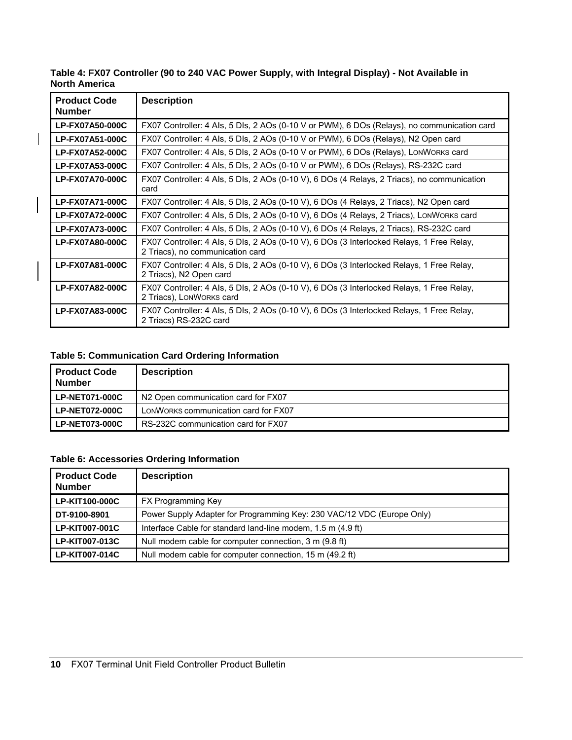**Table 4: FX07 Controller (90 to 240 VAC Power Supply, with Integral Display) - Not Available in North America**

| Product Code Number | Description |
| --- | --- |
| LP-FX07A50-000C | FX07 Controller: 4 AIs, 5 DIs, 2 AOs (0-10 V or PWM), 6 DOs (Relays), no communication card |
| LP-FX07A51-000C | FX07 Controller: 4 AIs, 5 DIs, 2 AOs (0-10 V or PWM), 6 DOs (Relays), N2 Open card |
| LP-FX07A52-000C | FX07 Controller: 4 AIs, 5 DIs, 2 AOs (0-10 V or PWM), 6 DOs (Relays), LONWORKS card |
| LP-FX07A53-000C | FX07 Controller: 4 AIs, 5 DIs, 2 AOs (0-10 V or PWM), 6 DOs (Relays), RS-232C card |
| LP-FX07A70-000C | FX07 Controller: 4 AIs, 5 DIs, 2 AOs (0-10 V), 6 DOs (4 Relays, 2 Triacs), no communication card |
| LP-FX07A71-000C | FX07 Controller: 4 AIs, 5 DIs, 2 AOs (0-10 V), 6 DOs (4 Relays, 2 Triacs), N2 Open card |
| LP-FX07A72-000C | FX07 Controller: 4 AIs, 5 DIs, 2 AOs (0-10 V), 6 DOs (4 Relays, 2 Triacs), LONWORKS card |
| LP-FX07A73-000C | FX07 Controller: 4 AIs, 5 DIs, 2 AOs (0-10 V), 6 DOs (4 Relays, 2 Triacs), RS-232C card |
| LP-FX07A80-000C | FX07 Controller: 4 AIs, 5 DIs, 2 AOs (0-10 V), 6 DOs (3 Interlocked Relays, 1 Free Relay, 2 Triacs), no communication card |
| LP-FX07A81-000C | FX07 Controller: 4 AIs, 5 DIs, 2 AOs (0-10 V), 6 DOs (3 Interlocked Relays, 1 Free Relay, 2 Triacs), N2 Open card |
| LP-FX07A82-000C | FX07 Controller: 4 AIs, 5 DIs, 2 AOs (0-10 V), 6 DOs (3 Interlocked Relays, 1 Free Relay, 2 Triacs), LONWORKS card |
| LP-FX07A83-000C | FX07 Controller: 4 AIs, 5 DIs, 2 AOs (0-10 V), 6 DOs (3 Interlocked Relays, 1 Free Relay, 2 Triacs) RS-232C card |

**Table 5: Communication Card Ordering Information**

| Product Code Number | Description |
| --- | --- |
| LP-NET071-000C | N2 Open communication card for FX07 |
| LP-NET072-000C | LONWORKS communication card for FX07 |
| LP-NET073-000C | RS-232C communication card for FX07 |

**Table 6: Accessories Ordering Information**

| Product Code Number | Description |
| --- | --- |
| LP-KIT100-000C | FX Programming Key |
| DT-9100-8901 | Power Supply Adapter for Programming Key: 230 VAC/12 VDC (Europe Only) |
| LP-KIT007-001C | Interface Cable for standard land-line modem, 1.5 m (4.9 ft) |
| LP-KIT007-013C | Null modem cable for computer connection, 3 m (9.8 ft) |
| LP-KIT007-014C | Null modem cable for computer connection, 15 m (49.2 ft) |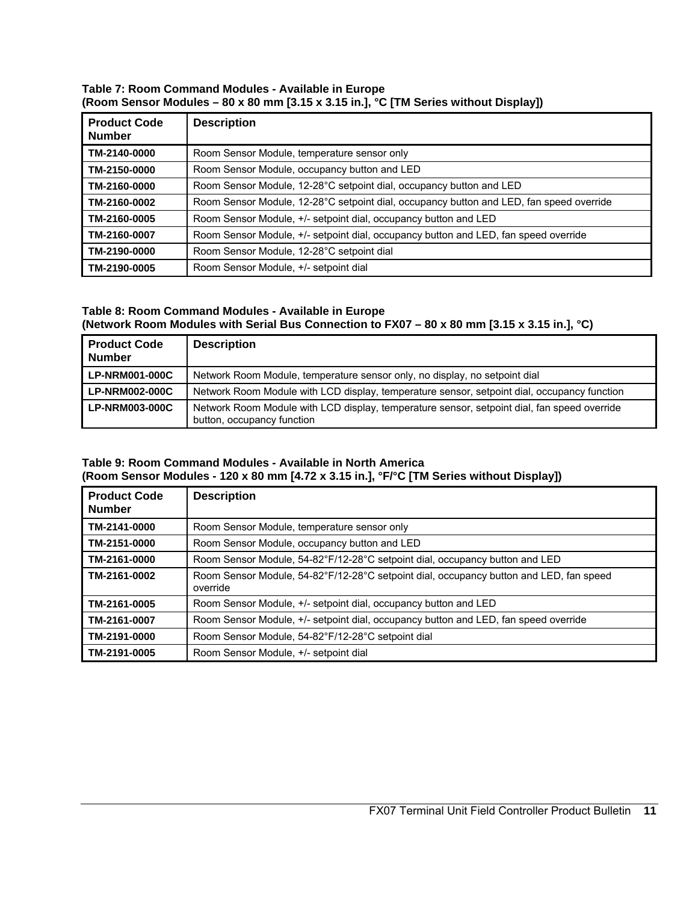**Table 7: Room Command Modules - Available in Europe**
**(Room Sensor Modules – 80 x 80 mm [3.15 x 3.15 in.], °C [TM Series without Display])**

| Product Code Number | Description |
|---|---|
| **TM-2140-0000** | Room Sensor Module, temperature sensor only |
| **TM-2150-0000** | Room Sensor Module, occupancy button and LED |
| **TM-2160-0000** | Room Sensor Module, 12-28°C setpoint dial, occupancy button and LED |
| **TM-2160-0002** | Room Sensor Module, 12-28°C setpoint dial, occupancy button and LED, fan speed override |
| **TM-2160-0005** | Room Sensor Module, +/- setpoint dial, occupancy button and LED |
| **TM-2160-0007** | Room Sensor Module, +/- setpoint dial, occupancy button and LED, fan speed override |
| **TM-2190-0000** | Room Sensor Module, 12-28°C setpoint dial |
| **TM-2190-0005** | Room Sensor Module, +/- setpoint dial |

**Table 8: Room Command Modules - Available in Europe**
**(Network Room Modules with Serial Bus Connection to FX07 – 80 x 80 mm [3.15 x 3.15 in.], °C)**

| Product Code Number | Description |
|---|---|
| **LP-NRM001-000C** | Network Room Module, temperature sensor only, no display, no setpoint dial |
| **LP-NRM002-000C** | Network Room Module with LCD display, temperature sensor, setpoint dial, occupancy function |
| **LP-NRM003-000C** | Network Room Module with LCD display, temperature sensor, setpoint dial, fan speed override button, occupancy function |

**Table 9: Room Command Modules - Available in North America**
**(Room Sensor Modules - 120 x 80 mm [4.72 x 3.15 in.], °F/°C [TM Series without Display])**

| Product Code Number | Description |
|---|---|
| **TM-2141-0000** | Room Sensor Module, temperature sensor only |
| **TM-2151-0000** | Room Sensor Module, occupancy button and LED |
| **TM-2161-0000** | Room Sensor Module, 54-82°F/12-28°C setpoint dial, occupancy button and LED |
| **TM-2161-0002** | Room Sensor Module, 54-82°F/12-28°C setpoint dial, occupancy button and LED, fan speed override |
| **TM-2161-0005** | Room Sensor Module, +/- setpoint dial, occupancy button and LED |
| **TM-2161-0007** | Room Sensor Module, +/- setpoint dial, occupancy button and LED, fan speed override |
| **TM-2191-0000** | Room Sensor Module, 54-82°F/12-28°C setpoint dial |
| **TM-2191-0005** | Room Sensor Module, +/- setpoint dial |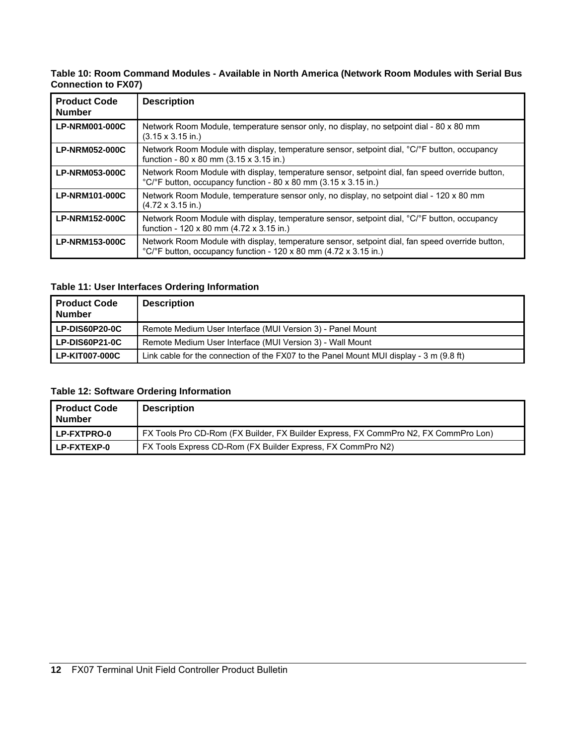**Table 10: Room Command Modules - Available in North America (Network Room Modules with Serial Bus Connection to FX07)**

| Product Code Number | Description |
|---|---|
| **LP-NRM001-000C** | Network Room Module, temperature sensor only, no display, no setpoint dial - 80 x 80 mm (3.15 x 3.15 in.) |
| **LP-NRM052-000C** | Network Room Module with display, temperature sensor, setpoint dial, °C/°F button, occupancy function - 80 x 80 mm (3.15 x 3.15 in.) |
| **LP-NRM053-000C** | Network Room Module with display, temperature sensor, setpoint dial, fan speed override button, °C/°F button, occupancy function - 80 x 80 mm (3.15 x 3.15 in.) |
| **LP-NRM101-000C** | Network Room Module, temperature sensor only, no display, no setpoint dial - 120 x 80 mm (4.72 x 3.15 in.) |
| **LP-NRM152-000C** | Network Room Module with display, temperature sensor, setpoint dial, °C/°F button, occupancy function - 120 x 80 mm (4.72 x 3.15 in.) |
| **LP-NRM153-000C** | Network Room Module with display, temperature sensor, setpoint dial, fan speed override button, °C/°F button, occupancy function - 120 x 80 mm (4.72 x 3.15 in.) |

**Table 11: User Interfaces Ordering Information**

| Product Code Number | Description |
|---|---|
| **LP-DIS60P20-0C** | Remote Medium User Interface (MUI Version 3) - Panel Mount |
| **LP-DIS60P21-0C** | Remote Medium User Interface (MUI Version 3) - Wall Mount |
| **LP-KIT007-000C** | Link cable for the connection of the FX07 to the Panel Mount MUI display - 3 m (9.8 ft) |

**Table 12: Software Ordering Information**

| Product Code Number | Description |
|---|---|
| **LP-FXTPRO-0** | FX Tools Pro CD-Rom (FX Builder, FX Builder Express, FX CommPro N2, FX CommPro Lon) |
| **LP-FXTEXP-0** | FX Tools Express CD-Rom (FX Builder Express, FX CommPro N2) |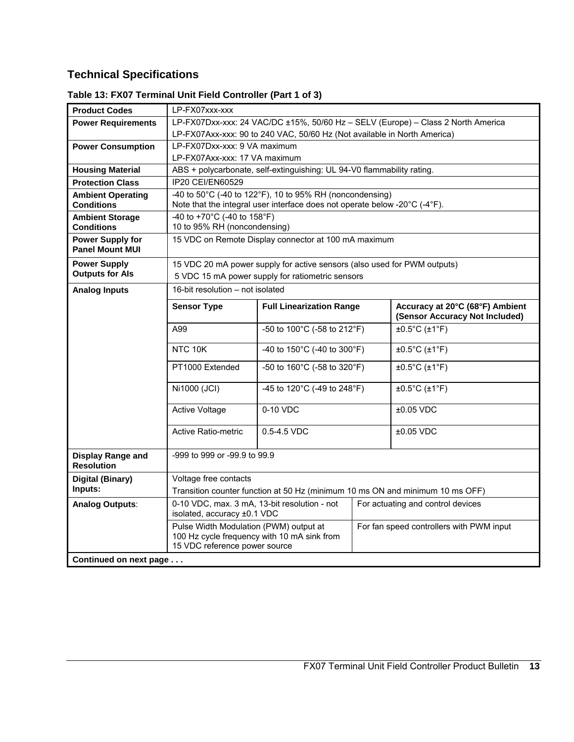## Technical Specifications

**Table 13: FX07 Terminal Unit Field Controller (Part 1 of 3)**

| | | | |
|---|---|---|---|
| **Product Codes** | LP-FX07xxx-xxx | | |
| **Power Requirements** | LP-FX07Dxx-xxx: 24 VAC/DC ±15%, 50/60 Hz – SELV (Europe) – Class 2 North America<br>LP-FX07Axx-xxx: 90 to 240 VAC, 50/60 Hz (Not available in North America) | | |
| **Power Consumption** | LP-FX07Dxx-xxx: 9 VA maximum<br>LP-FX07Axx-xxx: 17 VA maximum | | |
| **Housing Material** | ABS + polycarbonate, self-extinguishing: UL 94-V0 flammability rating. | | |
| **Protection Class** | IP20 CEI/EN60529 | | |
| **Ambient Operating Conditions** | -40 to 50°C (-40 to 122°F), 10 to 95% RH (noncondensing)<br>Note that the integral user interface does not operate below -20°C (-4°F). | | |
| **Ambient Storage Conditions** | -40 to +70°C (-40 to 158°F)<br>10 to 95% RH (noncondensing) | | |
| **Power Supply for Panel Mount MUI** | 15 VDC on Remote Display connector at 100 mA maximum | | |
| **Power Supply Outputs for AIs** | 15 VDC 20 mA power supply for active sensors (also used for PWM outputs)<br>5 VDC 15 mA power supply for ratiometric sensors | | |
| **Analog Inputs** | 16-bit resolution – not isolated | | |
| | **Sensor Type** | **Full Linearization Range** | **Accuracy at 20°C (68°F) Ambient (Sensor Accuracy Not Included)** |
| | A99 | -50 to 100°C (-58 to 212°F) | ±0.5°C (±1°F) |
| | NTC 10K | -40 to 150°C (-40 to 300°F) | ±0.5°C (±1°F) |
| | PT1000 Extended | -50 to 160°C (-58 to 320°F) | ±0.5°C (±1°F) |
| | Ni1000 (JCI) | -45 to 120°C (-49 to 248°F) | ±0.5°C (±1°F) |
| | Active Voltage | 0-10 VDC | ±0.05 VDC |
| | Active Ratio-metric | 0.5-4.5 VDC | ±0.05 VDC |
| **Display Range and Resolution** | -999 to 999 or -99.9 to 99.9 | | |
| **Digital (Binary) Inputs:** | Voltage free contacts<br>Transition counter function at 50 Hz (minimum 10 ms ON and minimum 10 ms OFF) | | |
| **Analog Outputs**: | 0-10 VDC, max. 3 mA, 13-bit resolution - not isolated, accuracy ±0.1 VDC | For actuating and control devices | |
| | Pulse Width Modulation (PWM) output at 100 Hz cycle frequency with 10 mA sink from 15 VDC reference power source | For fan speed controllers with PWM input | |
| **Continued on next page . . .** | | | |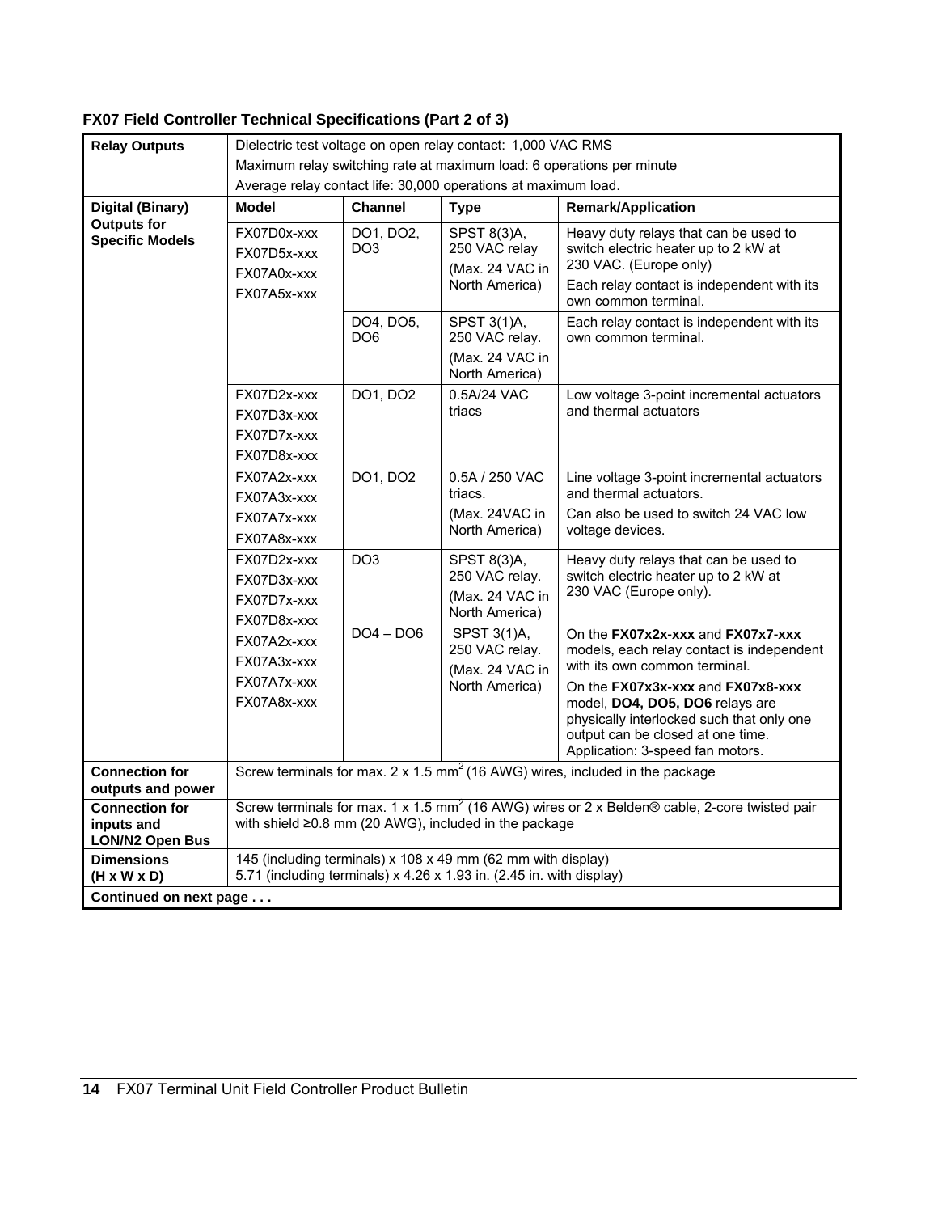**FX07 Field Controller Technical Specifications (Part 2 of 3)**

| | | | | |
|---|---|---|---|---|
| **Relay Outputs** | Dielectric test voltage on open relay contact: 1,000 VAC RMS<br>Maximum relay switching rate at maximum load: 6 operations per minute<br>Average relay contact life: 30,000 operations at maximum load. | | | |
| **Digital (Binary) Outputs for Specific Models** | **Model** | **Channel** | **Type** | **Remark/Application** |
| | FX07D0x-xxx<br>FX07D5x-xxx<br>FX07A0x-xxx<br>FX07A5x-xxx | DO1, DO2, DO3 | SPST 8(3)A, 250 VAC relay<br>(Max. 24 VAC in North America) | Heavy duty relays that can be used to switch electric heater up to 2 kW at 230 VAC. (Europe only)<br>Each relay contact is independent with its own common terminal. |
| | | DO4, DO5, DO6 | SPST 3(1)A, 250 VAC relay.<br>(Max. 24 VAC in North America) | Each relay contact is independent with its own common terminal. |
| | FX07D2x-xxx<br>FX07D3x-xxx<br>FX07D7x-xxx<br>FX07D8x-xxx | DO1, DO2 | 0.5A/24 VAC triacs | Low voltage 3-point incremental actuators and thermal actuators |
| | FX07A2x-xxx<br>FX07A3x-xxx<br>FX07A7x-xxx<br>FX07A8x-xxx | DO1, DO2 | 0.5A / 250 VAC triacs.<br>(Max. 24VAC in North America) | Line voltage 3-point incremental actuators and thermal actuators.<br>Can also be used to switch 24 VAC low voltage devices. |
| | FX07D2x-xxx<br>FX07D3x-xxx<br>FX07D7x-xxx<br>FX07D8x-xxx<br>FX07A2x-xxx<br>FX07A3x-xxx<br>FX07A7x-xxx<br>FX07A8x-xxx | DO3 | SPST 8(3)A, 250 VAC relay.<br>(Max. 24 VAC in North America) | Heavy duty relays that can be used to switch electric heater up to 2 kW at 230 VAC (Europe only). |
| | | DO4 – DO6 | SPST 3(1)A, 250 VAC relay.<br>(Max. 24 VAC in North America) | On the **FX07x2x-xxx** and **FX07x7-xxx** models, each relay contact is independent with its own common terminal.<br>On the **FX07x3x-xxx** and **FX07x8-xxx** model, **DO4, DO5, DO6** relays are physically interlocked such that only one output can be closed at one time.<br>Application: 3-speed fan motors. |
| **Connection for outputs and power** | Screw terminals for max. 2 x 1.5 mm$^2$ (16 AWG) wires, included in the package | | | |
| **Connection for inputs and LON/N2 Open Bus** | Screw terminals for max. 1 x 1.5 mm$^2$ (16 AWG) wires or 2 x Belden® cable, 2-core twisted pair with shield ≥0.8 mm (20 AWG), included in the package | | | |
| **Dimensions (H x W x D)** | 145 (including terminals) x 108 x 49 mm (62 mm with display)<br>5.71 (including terminals) x 4.26 x 1.93 in. (2.45 in. with display) | | | |
| **Continued on next page . . .** | | | | |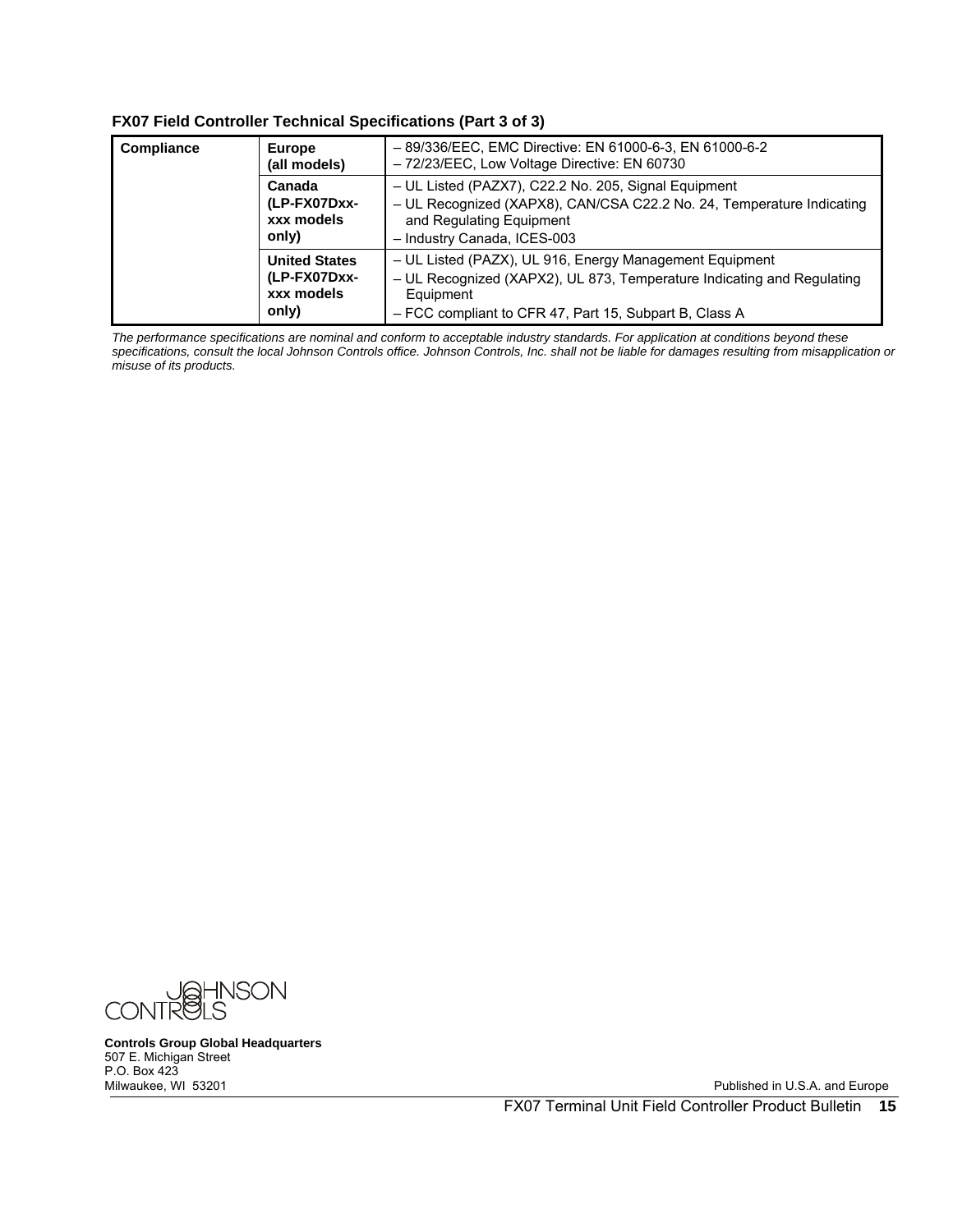**FX07 Field Controller Technical Specifications (Part 3 of 3)**

| | | |
|---|---|---|
| **Compliance** | **Europe (all models)** | – 89/336/EEC, EMC Directive: EN 61000-6-3, EN 61000-6-2<br>– 72/23/EEC, Low Voltage Directive: EN 60730 |
| | **Canada (LP-FX07Dxx-xxx models only)** | – UL Listed (PAZX7), C22.2 No. 205, Signal Equipment<br>– UL Recognized (XAPX8), CAN/CSA C22.2 No. 24, Temperature Indicating and Regulating Equipment<br>– Industry Canada, ICES-003 |
| | **United States (LP-FX07Dxx-xxx models only)** | – UL Listed (PAZX), UL 916, Energy Management Equipment<br>– UL Recognized (XAPX2), UL 873, Temperature Indicating and Regulating Equipment<br>– FCC compliant to CFR 47, Part 15, Subpart B, Class A |

*The performance specifications are nominal and conform to acceptable industry standards. For application at conditions beyond these specifications, consult the local Johnson Controls office. Johnson Controls, Inc. shall not be liable for damages resulting from misapplication or misuse of its products.*

JOHNSON CONTROLS

**Controls Group Global Headquarters**
507 E. Michigan Street
P.O. Box 423
Milwaukee, WI 53201

Published in U.S.A. and Europe